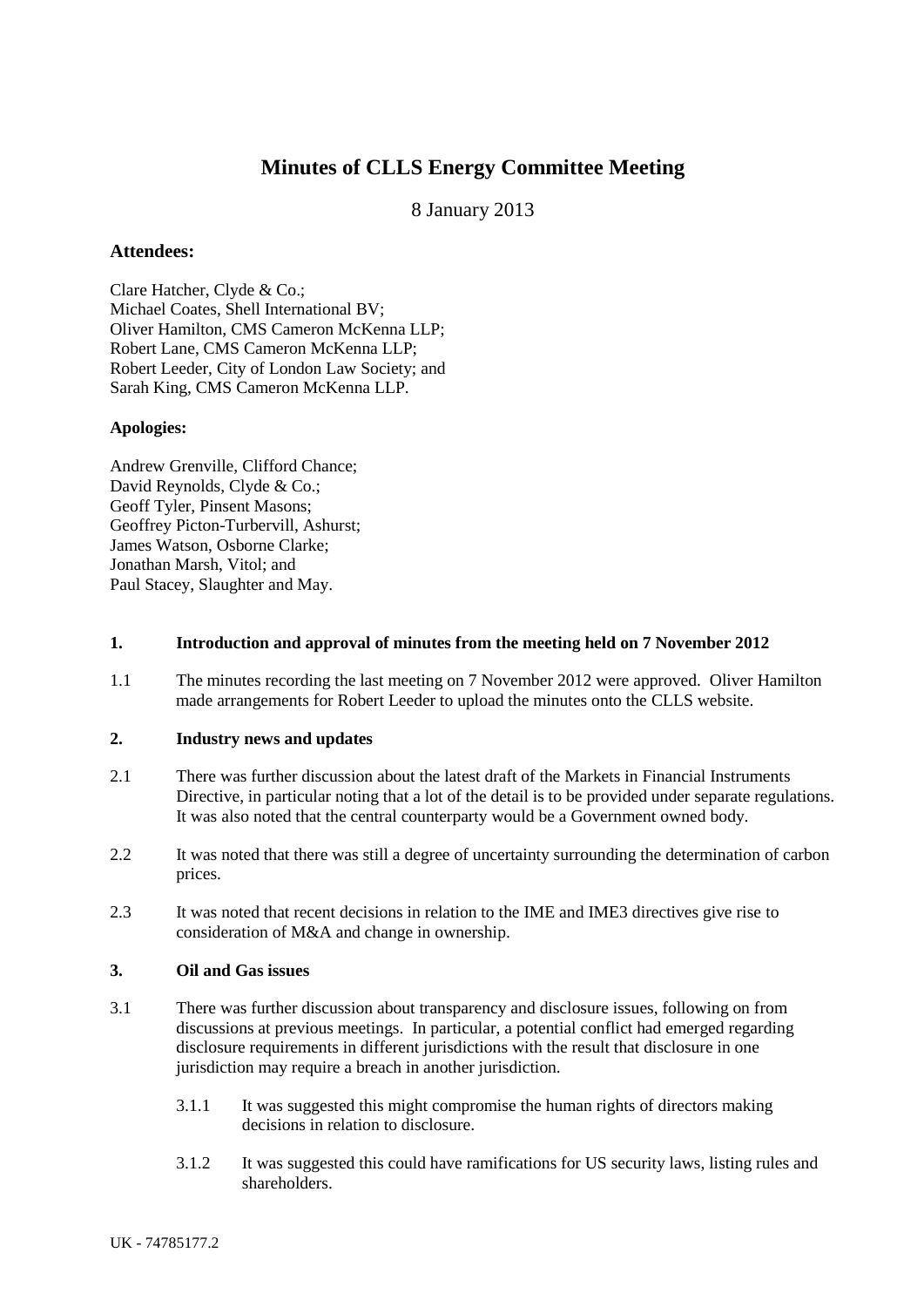# Minutes of CLLS Energy Committee Meeting

8 January 2013

### Attendees:

Clare Hatcher, Clyde & Co.;
Michael Coates, Shell International BV;
Oliver Hamilton, CMS Cameron McKenna LLP;
Robert Lane, CMS Cameron McKenna LLP;
Robert Leeder, City of London Law Society; and
Sarah King, CMS Cameron McKenna LLP.

**Apologies:**

Andrew Grenville, Clifford Chance;
David Reynolds, Clyde & Co.;
Geoff Tyler, Pinsent Masons;
Geoffrey Picton-Turbervill, Ashurst;
James Watson, Osborne Clarke;
Jonathan Marsh, Vitol; and
Paul Stacey, Slaughter and May.

**1. Introduction and approval of minutes from the meeting held on 7 November 2012**

1.1 The minutes recording the last meeting on 7 November 2012 were approved. Oliver Hamilton made arrangements for Robert Leeder to upload the minutes onto the CLLS website.

**2. Industry news and updates**

2.1 There was further discussion about the latest draft of the Markets in Financial Instruments Directive, in particular noting that a lot of the detail is to be provided under separate regulations. It was also noted that the central counterparty would be a Government owned body.

2.2 It was noted that there was still a degree of uncertainty surrounding the determination of carbon prices.

2.3 It was noted that recent decisions in relation to the IME and IME3 directives give rise to consideration of M&A and change in ownership.

**3. Oil and Gas issues**

3.1 There was further discussion about transparency and disclosure issues, following on from discussions at previous meetings. In particular, a potential conflict had emerged regarding disclosure requirements in different jurisdictions with the result that disclosure in one jurisdiction may require a breach in another jurisdiction.

3.1.1 It was suggested this might compromise the human rights of directors making decisions in relation to disclosure.

3.1.2 It was suggested this could have ramifications for US security laws, listing rules and shareholders.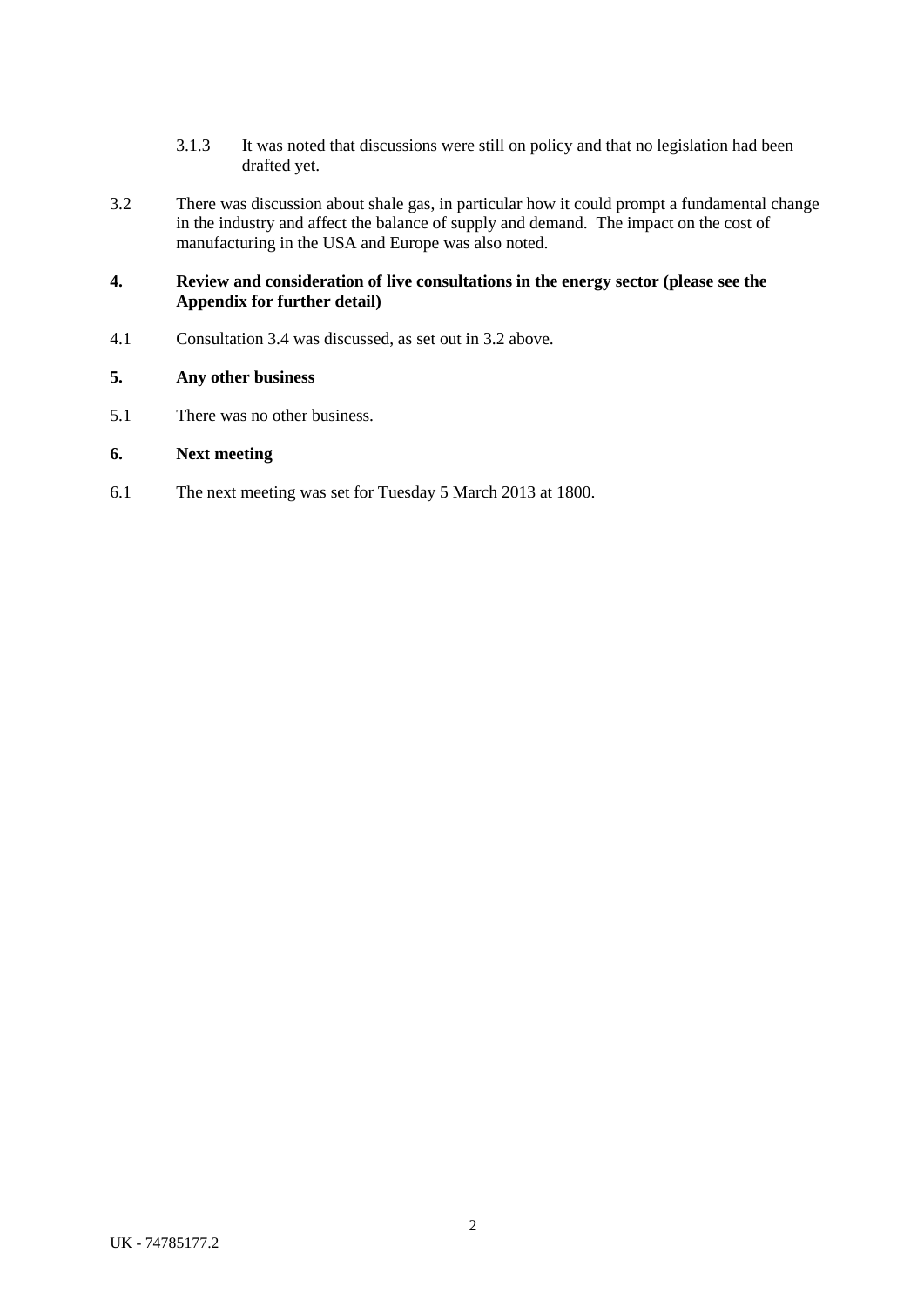3.1.3 It was noted that discussions were still on policy and that no legislation had been drafted yet.

3.2 There was discussion about shale gas, in particular how it could prompt a fundamental change in the industry and affect the balance of supply and demand. The impact on the cost of manufacturing in the USA and Europe was also noted.

**4. Review and consideration of live consultations in the energy sector (please see the Appendix for further detail)**

4.1 Consultation 3.4 was discussed, as set out in 3.2 above.

**5. Any other business**

5.1 There was no other business.

**6. Next meeting**

6.1 The next meeting was set for Tuesday 5 March 2013 at 1800.

UK - 74785177.2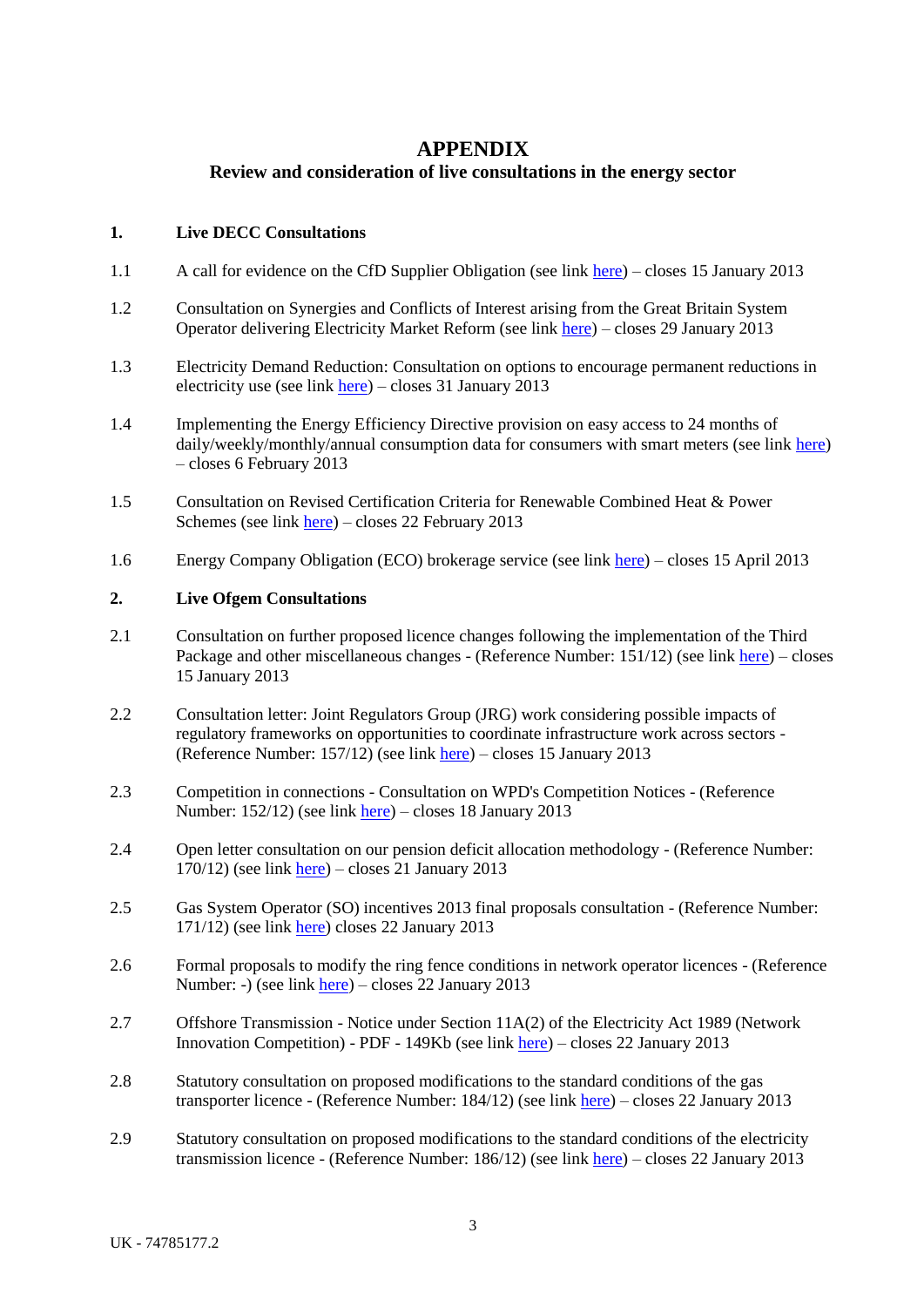# APPENDIX

## Review and consideration of live consultations in the energy sector

**1. Live DECC Consultations**

1.1 A call for evidence on the CfD Supplier Obligation (see link here) – closes 15 January 2013

1.2 Consultation on Synergies and Conflicts of Interest arising from the Great Britain System Operator delivering Electricity Market Reform (see link here) – closes 29 January 2013

1.3 Electricity Demand Reduction: Consultation on options to encourage permanent reductions in electricity use (see link here) – closes 31 January 2013

1.4 Implementing the Energy Efficiency Directive provision on easy access to 24 months of daily/weekly/monthly/annual consumption data for consumers with smart meters (see link here) – closes 6 February 2013

1.5 Consultation on Revised Certification Criteria for Renewable Combined Heat & Power Schemes (see link here) – closes 22 February 2013

1.6 Energy Company Obligation (ECO) brokerage service (see link here) – closes 15 April 2013

**2. Live Ofgem Consultations**

2.1 Consultation on further proposed licence changes following the implementation of the Third Package and other miscellaneous changes - (Reference Number: 151/12) (see link here) – closes 15 January 2013

2.2 Consultation letter: Joint Regulators Group (JRG) work considering possible impacts of regulatory frameworks on opportunities to coordinate infrastructure work across sectors - (Reference Number: 157/12) (see link here) – closes 15 January 2013

2.3 Competition in connections - Consultation on WPD's Competition Notices - (Reference Number: 152/12) (see link here) – closes 18 January 2013

2.4 Open letter consultation on our pension deficit allocation methodology - (Reference Number: 170/12) (see link here) – closes 21 January 2013

2.5 Gas System Operator (SO) incentives 2013 final proposals consultation - (Reference Number: 171/12) (see link here) closes 22 January 2013

2.6 Formal proposals to modify the ring fence conditions in network operator licences - (Reference Number: -) (see link here) – closes 22 January 2013

2.7 Offshore Transmission - Notice under Section 11A(2) of the Electricity Act 1989 (Network Innovation Competition) - PDF - 149Kb (see link here) – closes 22 January 2013

2.8 Statutory consultation on proposed modifications to the standard conditions of the gas transporter licence - (Reference Number: 184/12) (see link here) – closes 22 January 2013

2.9 Statutory consultation on proposed modifications to the standard conditions of the electricity transmission licence - (Reference Number: 186/12) (see link here) – closes 22 January 2013

UK - 74785177.2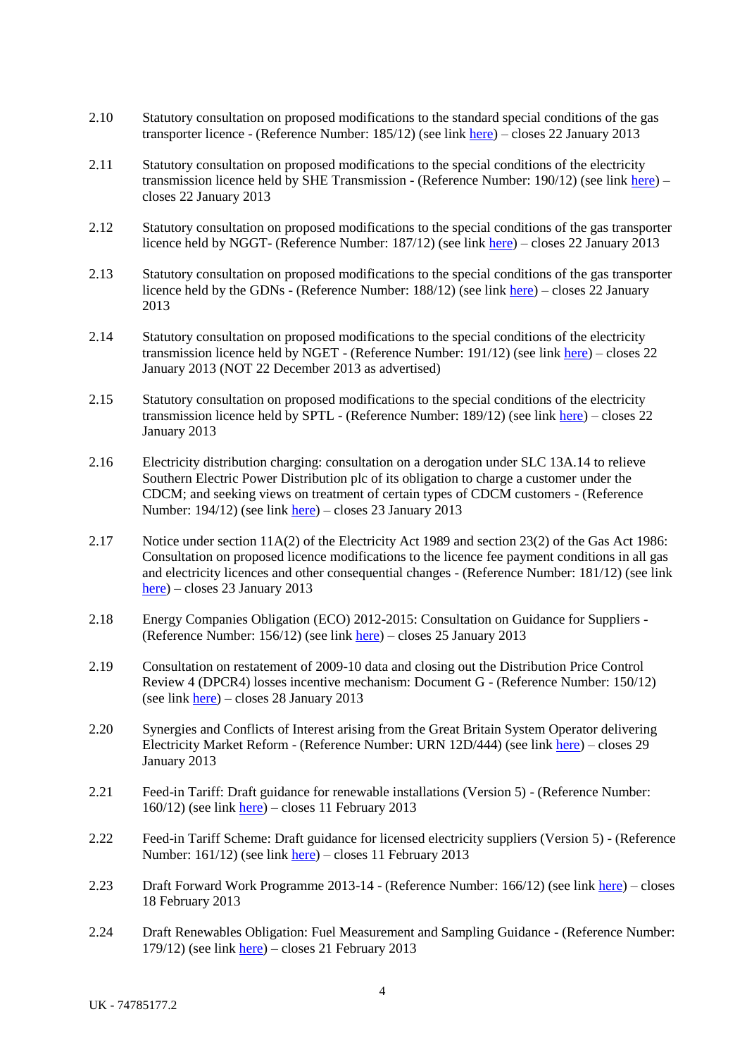2.10 Statutory consultation on proposed modifications to the standard special conditions of the gas transporter licence - (Reference Number: 185/12) (see link here) – closes 22 January 2013

2.11 Statutory consultation on proposed modifications to the special conditions of the electricity transmission licence held by SHE Transmission - (Reference Number: 190/12) (see link here) – closes 22 January 2013

2.12 Statutory consultation on proposed modifications to the special conditions of the gas transporter licence held by NGGT- (Reference Number: 187/12) (see link here) – closes 22 January 2013

2.13 Statutory consultation on proposed modifications to the special conditions of the gas transporter licence held by the GDNs - (Reference Number: 188/12) (see link here) – closes 22 January 2013

2.14 Statutory consultation on proposed modifications to the special conditions of the electricity transmission licence held by NGET - (Reference Number: 191/12) (see link here) – closes 22 January 2013 (NOT 22 December 2013 as advertised)

2.15 Statutory consultation on proposed modifications to the special conditions of the electricity transmission licence held by SPTL - (Reference Number: 189/12) (see link here) – closes 22 January 2013

2.16 Electricity distribution charging: consultation on a derogation under SLC 13A.14 to relieve Southern Electric Power Distribution plc of its obligation to charge a customer under the CDCM; and seeking views on treatment of certain types of CDCM customers - (Reference Number: 194/12) (see link here) – closes 23 January 2013

2.17 Notice under section 11A(2) of the Electricity Act 1989 and section 23(2) of the Gas Act 1986: Consultation on proposed licence modifications to the licence fee payment conditions in all gas and electricity licences and other consequential changes - (Reference Number: 181/12) (see link here) – closes 23 January 2013

2.18 Energy Companies Obligation (ECO) 2012-2015: Consultation on Guidance for Suppliers - (Reference Number: 156/12) (see link here) – closes 25 January 2013

2.19 Consultation on restatement of 2009-10 data and closing out the Distribution Price Control Review 4 (DPCR4) losses incentive mechanism: Document G - (Reference Number: 150/12) (see link here) – closes 28 January 2013

2.20 Synergies and Conflicts of Interest arising from the Great Britain System Operator delivering Electricity Market Reform - (Reference Number: URN 12D/444) (see link here) – closes 29 January 2013

2.21 Feed-in Tariff: Draft guidance for renewable installations (Version 5) - (Reference Number: 160/12) (see link here) – closes 11 February 2013

2.22 Feed-in Tariff Scheme: Draft guidance for licensed electricity suppliers (Version 5) - (Reference Number: 161/12) (see link here) – closes 11 February 2013

2.23 Draft Forward Work Programme 2013-14 - (Reference Number: 166/12) (see link here) – closes 18 February 2013

2.24 Draft Renewables Obligation: Fuel Measurement and Sampling Guidance - (Reference Number: 179/12) (see link here) – closes 21 February 2013

UK - 74785177.2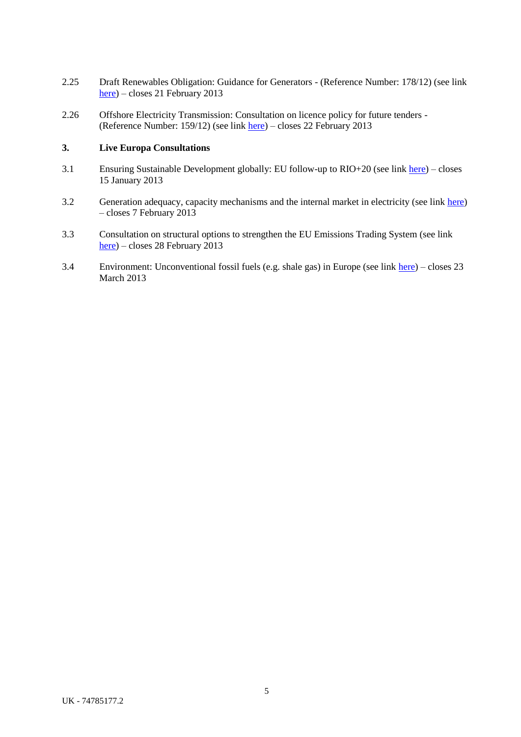2.25 Draft Renewables Obligation: Guidance for Generators - (Reference Number: 178/12) (see link here) – closes 21 February 2013

2.26 Offshore Electricity Transmission: Consultation on licence policy for future tenders - (Reference Number: 159/12) (see link here) – closes 22 February 2013

## 3. Live Europa Consultations

3.1 Ensuring Sustainable Development globally: EU follow-up to RIO+20 (see link here) – closes 15 January 2013

3.2 Generation adequacy, capacity mechanisms and the internal market in electricity (see link here) – closes 7 February 2013

3.3 Consultation on structural options to strengthen the EU Emissions Trading System (see link here) – closes 28 February 2013

3.4 Environment: Unconventional fossil fuels (e.g. shale gas) in Europe (see link here) – closes 23 March 2013

UK - 74785177.2